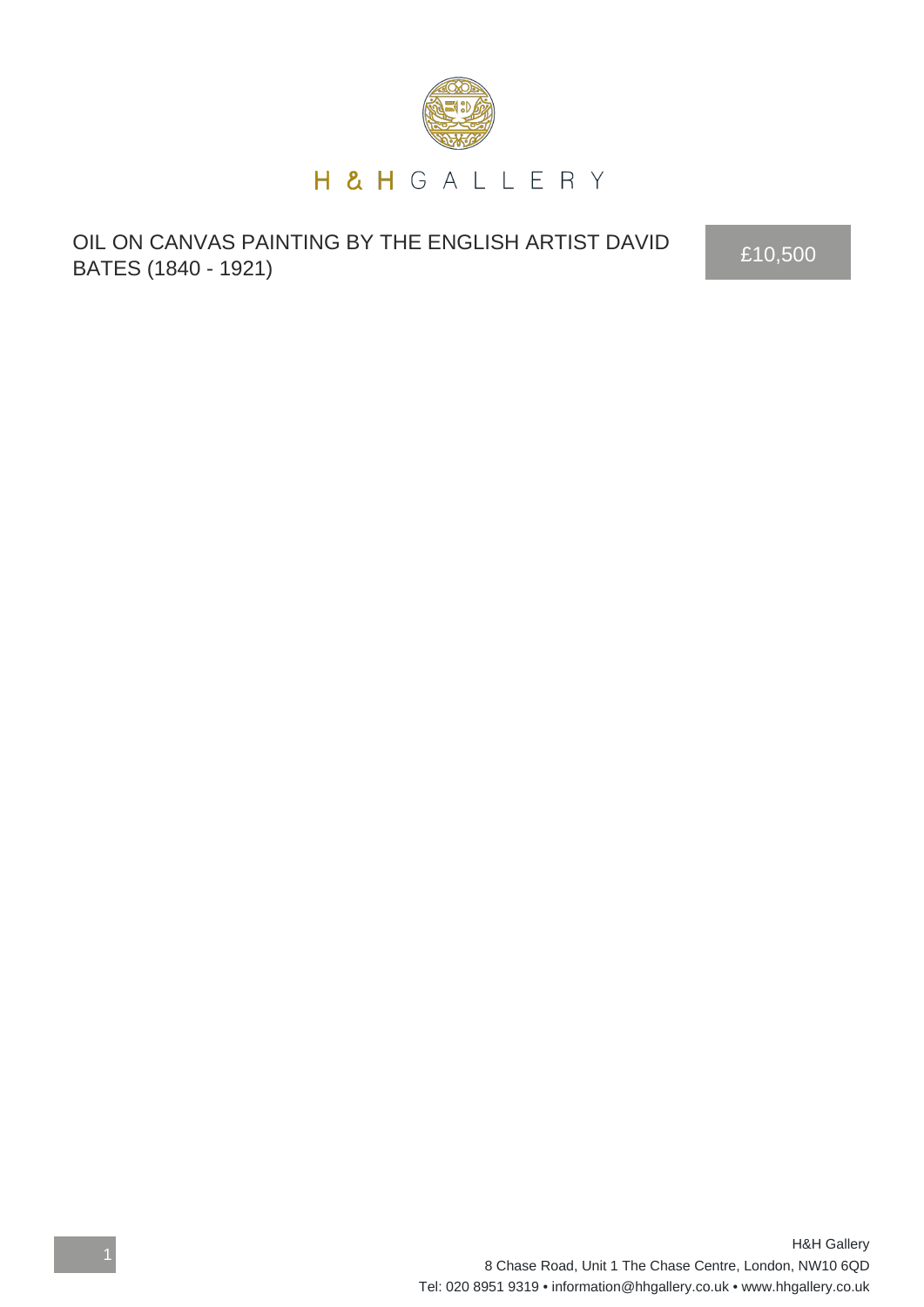# H & H GALLERY

## OIL ON CANVAS PAINTING BY THE ENGLISH ARTIST DAVID BATES (1840 - 1921)

£10,500

H&H Gallery
8 Chase Road, Unit 1 The Chase Centre, London, NW10 6QD
Tel: 020 8951 9319 • information@hhgallery.co.uk • www.hhgallery.co.uk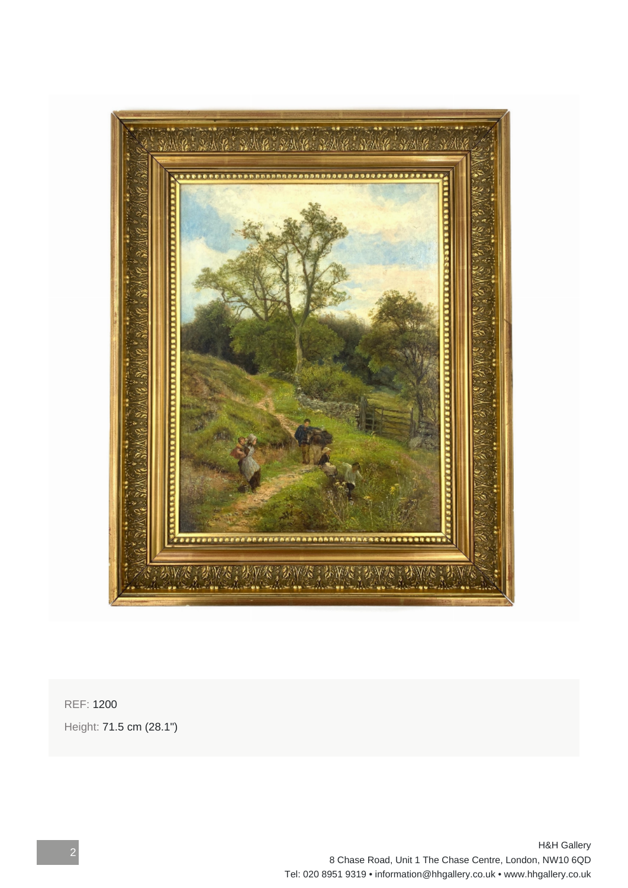REF: 1200

Height: 71.5 cm (28.1")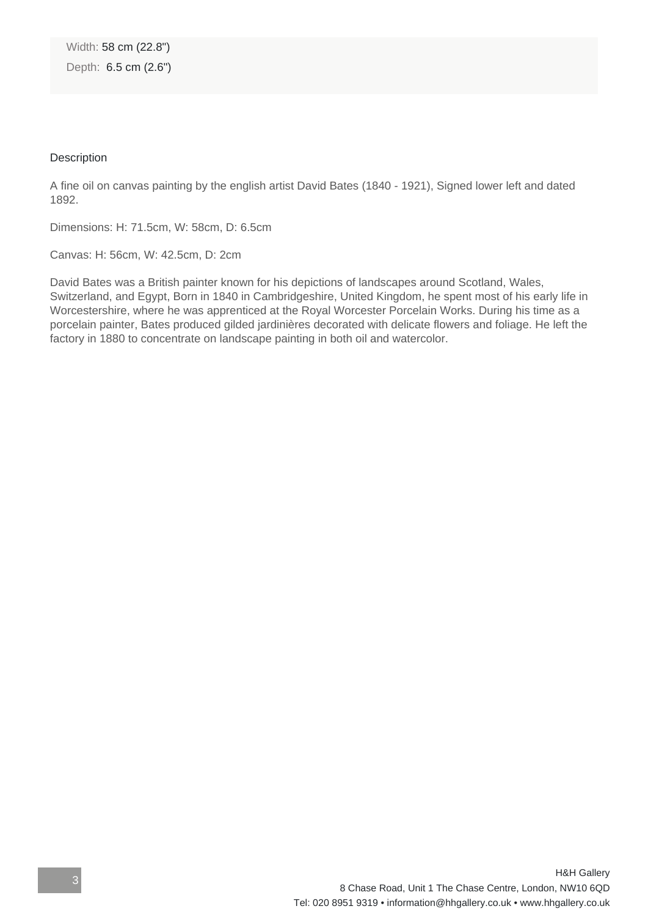Width: 58 cm (22.8")

Depth: 6.5 cm (2.6")

### Description

A fine oil on canvas painting by the english artist David Bates (1840 - 1921), Signed lower left and dated 1892.

Dimensions: H: 71.5cm, W: 58cm, D: 6.5cm

Canvas: H: 56cm, W: 42.5cm, D: 2cm

David Bates was a British painter known for his depictions of landscapes around Scotland, Wales, Switzerland, and Egypt, Born in 1840 in Cambridgeshire, United Kingdom, he spent most of his early life in Worcestershire, where he was apprenticed at the Royal Worcester Porcelain Works. During his time as a porcelain painter, Bates produced gilded jardinières decorated with delicate flowers and foliage. He left the factory in 1880 to concentrate on landscape painting in both oil and watercolor.